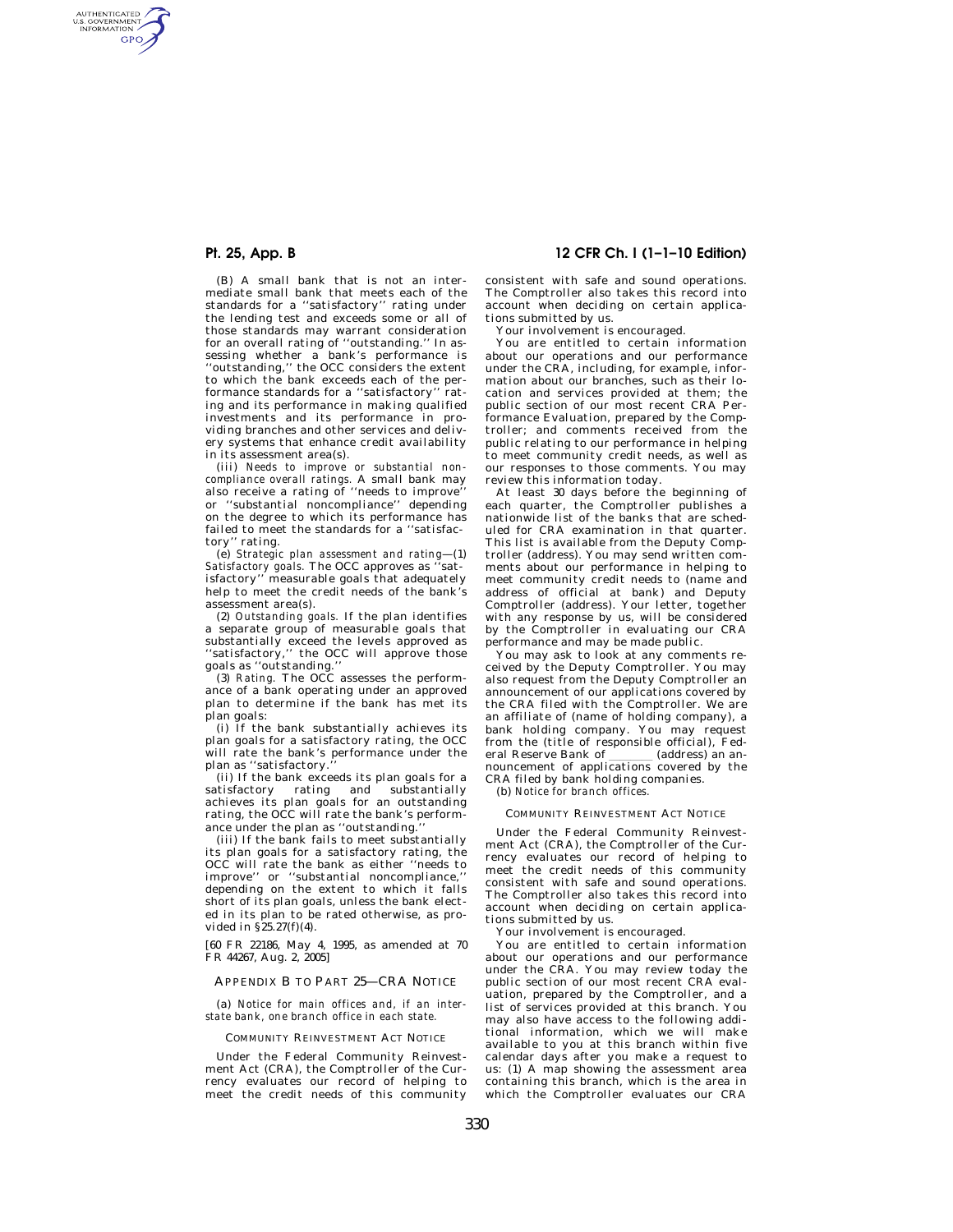(B) A small bank that is not an intermediate small bank that meets each of the standards for a ''satisfactory'' rating under the lending test and exceeds some or all of those standards may warrant consideration for an overall rating of ''outstanding.'' In assessing whether a bank's performance is ''outstanding,'' the OCC considers the extent to which the bank exceeds each of the performance standards for a ''satisfactory'' rating and its performance in making qualified investments and its performance in providing branches and other services and delivery systems that enhance credit availability in its assessment area(s).

(iii) *Needs to improve or substantial noncompliance overall ratings.* A small bank may also receive a rating of ''needs to improve'' or ''substantial noncompliance'' depending on the degree to which its performance has failed to meet the standards for a ''satisfactory'' rating.

(e) *Strategic plan assessment and rating*—(1) *Satisfactory goals.* The OCC approves as ''satisfactory'' measurable goals that adequately help to meet the credit needs of the bank's assessment area(s).

(2) *Outstanding goals.* If the plan identifies a separate group of measurable goals that substantially exceed the levels approved as ''satisfactory,'' the OCC will approve those goals as ''outstanding.''

(3) *Rating.* The OCC assesses the performance of a bank operating under an approved plan to determine if the bank has met its plan goals:

(i) If the bank substantially achieves its plan goals for a satisfactory rating, the OCC will rate the bank's performance under the plan as ''satisfactory.''

(ii) If the bank exceeds its plan goals for a satisfactory rating and substantially achieves its plan goals for an outstanding rating, the OCC will rate the bank's performance under the plan as ''outstanding.''

(iii) If the bank fails to meet substantially its plan goals for a satisfactory rating, the OCC will rate the bank as either ''needs to improve'' or ''substantial noncompliance,'' depending on the extent to which it falls short of its plan goals, unless the bank elected in its plan to be rated otherwise, as provided in §25.27(f)(4).

[60 FR 22186, May 4, 1995, as amended at 70 FR 44267, Aug. 2, 2005]

## APPENDIX B TO PART 25—CRA NOTICE

(a) *Notice for main offices and, if an interstate bank, one branch office in each state.*

### COMMUNITY REINVESTMENT ACT NOTICE

Under the Federal Community Reinvestment Act (CRA), the Comptroller of the Currency evaluates our record of helping to meet the credit needs of this community consistent with safe and sound operations. The Comptroller also takes this record into account when deciding on certain applications submitted by us.

Your involvement is encouraged.

You are entitled to certain information about our operations and our performance under the CRA, including, for example, information about our branches, such as their location and services provided at them; the public section of our most recent CRA Performance Evaluation, prepared by the Comptroller; and comments received from the public relating to our performance in helping to meet community credit needs, as well as our responses to those comments. You may review this information today.

At least 30 days before the beginning of each quarter, the Comptroller publishes a nationwide list of the banks that are scheduled for CRA examination in that quarter. This list is available from the Deputy Comptroller (address). You may send written comments about our performance in helping to meet community credit needs to (name and address of official at bank) and Deputy Comptroller (address). Your letter, together with any response by us, will be considered by the Comptroller in evaluating our CRA performance and may be made public.

You may ask to look at any comments received by the Deputy Comptroller. You may also request from the Deputy Comptroller an announcement of our applications covered by the CRA filed with the Comptroller. We are an affiliate of (name of holding company), a bank holding company. You may request from the (title of responsible official), Federal Reserve Bank of \_\_\_\_\_\_\_ (address) an announcement of applications covered by the CRA filed by bank holding companies.

(b) *Notice for branch offices.*

### COMMUNITY REINVESTMENT ACT NOTICE

Under the Federal Community Reinvestment Act (CRA), the Comptroller of the Currency evaluates our record of helping to meet the credit needs of this community consistent with safe and sound operations. The Comptroller also takes this record into account when deciding on certain applications submitted by us.

Your involvement is encouraged.

You are entitled to certain information about our operations and our performance under the CRA. You may review today the public section of our most recent CRA evaluation, prepared by the Comptroller, and a list of services provided at this branch. You may also have access to the following additional information, which we will make available to you at this branch within five calendar days after you make a request to us: (1) A map showing the assessment area containing this branch, which is the area in which the Comptroller evaluates our CRA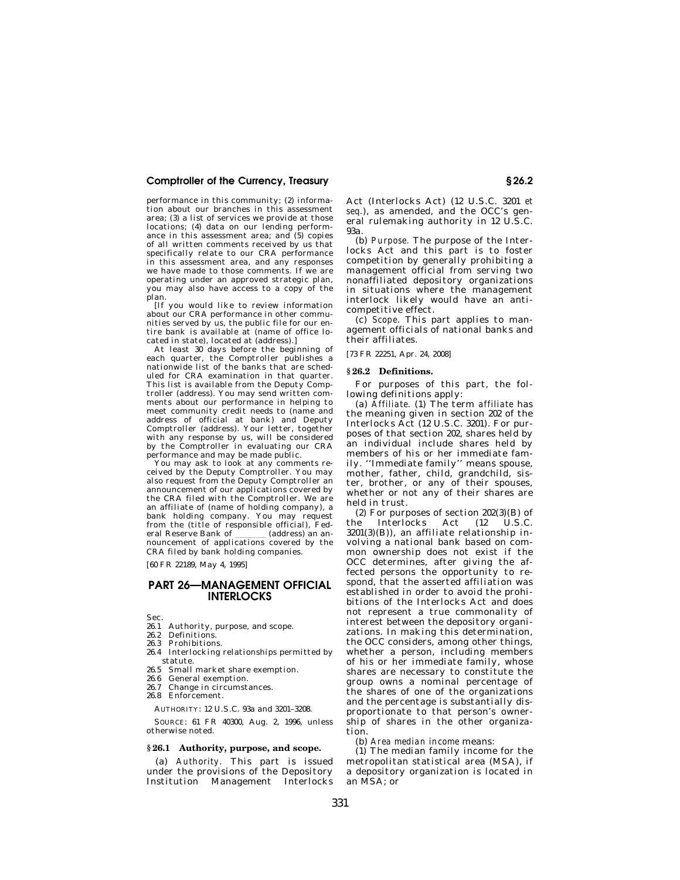performance in this community; (2) information about our branches in this assessment area; (3) a list of services we provide at those locations; (4) data on our lending performance in this assessment area; and (5) copies of all written comments received by us that specifically relate to our CRA performance in this assessment area, and any responses we have made to those comments. If we are operating under an approved strategic plan, you may also have access to a copy of the plan.

[If you would like to review information about our CRA performance in other communities served by us, the public file for our entire bank is available at (name of office located in state), located at (address).]

At least 30 days before the beginning of each quarter, the Comptroller publishes a nationwide list of the banks that are scheduled for CRA examination in that quarter. This list is available from the Deputy Comptroller (address). You may send written comments about our performance in helping to meet community credit needs to (name and address of official at bank) and Deputy Comptroller (address). Your letter, together with any response by us, will be considered by the Comptroller in evaluating our CRA performance and may be made public.

You may ask to look at any comments received by the Deputy Comptroller. You may also request from the Deputy Comptroller an announcement of our applications covered by the CRA filed with the Comptroller. We are an affiliate of (name of holding company), a bank holding company. You may request from the (title of responsible official), Federal Reserve Bank of ________ (address) an announcement of applications covered by the CRA filed by bank holding companies.

[60 FR 22189, May 4, 1995]

# PART 26—MANAGEMENT OFFICIAL INTERLOCKS

Sec.
26.1 Authority, purpose, and scope.
26.2 Definitions.
26.3 Prohibitions.
26.4 Interlocking relationships permitted by statute.
26.5 Small market share exemption.
26.6 General exemption.
26.7 Change in circumstances.
26.8 Enforcement.

AUTHORITY: 12 U.S.C. 93a and 3201–3208.

SOURCE: 61 FR 40300, Aug. 2, 1996, unless otherwise noted.

## § 26.1 Authority, purpose, and scope.

(a) *Authority.* This part is issued under the provisions of the Depository Institution Management Interlocks Act (Interlocks Act) (12 U.S.C. 3201 *et seq.*), as amended, and the OCC's general rulemaking authority in 12 U.S.C. 93a.

(b) *Purpose.* The purpose of the Interlocks Act and this part is to foster competition by generally prohibiting a management official from serving two nonaffiliated depository organizations in situations where the management interlock likely would have an anticompetitive effect.

(c) *Scope*. This part applies to management officials of national banks and their affiliates.

[73 FR 22251, Apr. 24, 2008]

## § 26.2 Definitions.

For purposes of this part, the following definitions apply:

(a) *Affiliate*. (1) The term *affiliate* has the meaning given in section 202 of the Interlocks Act (12 U.S.C. 3201). For purposes of that section 202, shares held by an individual include shares held by members of his or her immediate family. ''Immediate family'' means spouse, mother, father, child, grandchild, sister, brother, or any of their spouses, whether or not any of their shares are held in trust.

(2) For purposes of section 202(3)(B) of the Interlocks Act (12 U.S.C. 3201(3)(B)), an affiliate relationship involving a national bank based on common ownership does not exist if the OCC determines, after giving the affected persons the opportunity to respond, that the asserted affiliation was established in order to avoid the prohibitions of the Interlocks Act and does not represent a true commonality of interest between the depository organizations. In making this determination, the OCC considers, among other things, whether a person, including members of his or her immediate family, whose shares are necessary to constitute the group owns a nominal percentage of the shares of one of the organizations and the percentage is substantially disproportionate to that person's ownership of shares in the other organization.

(b) *Area median income* means:

(1) The median family income for the metropolitan statistical area (MSA), if a depository organization is located in an MSA; or